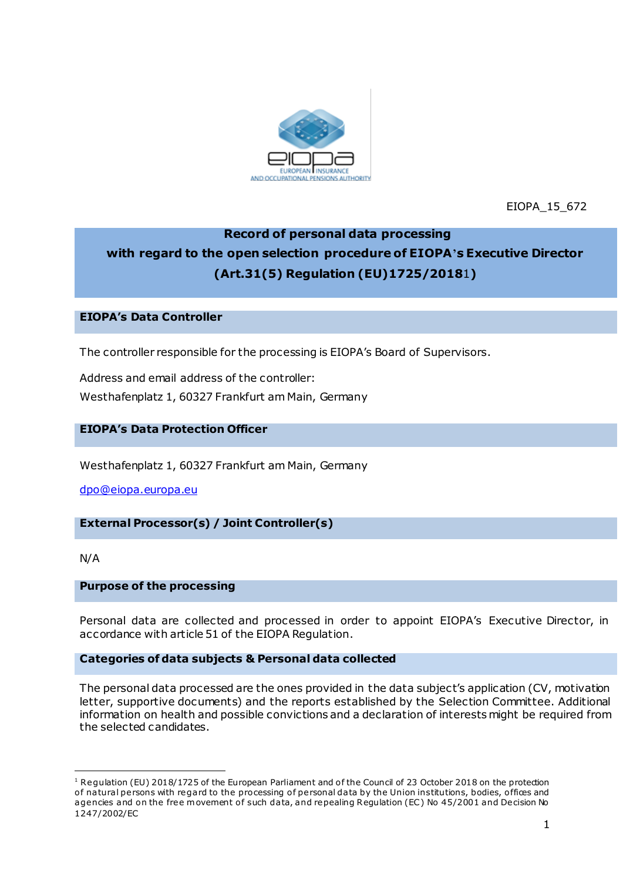EIOPA_15_672

# Record of personal data processing with regard to the open selection procedure of EIOPA's Executive Director (Art.31(5) Regulation (EU)1725/2018[1])

## EIOPA's Data Controller

The controller responsible for the processing is EIOPA's Board of Supervisors.

Address and email address of the controller:
Westhafenplatz 1, 60327 Frankfurt am Main, Germany

## EIOPA's Data Protection Officer

Westhafenplatz 1, 60327 Frankfurt am Main, Germany

dpo@eiopa.europa.eu

## External Processor(s) / Joint Controller(s)

N/A

## Purpose of the processing

Personal data are collected and processed in order to appoint EIOPA's Executive Director, in accordance with article 51 of the EIOPA Regulation.

## Categories of data subjects & Personal data collected

The personal data processed are the ones provided in the data subject's application (CV, motivation letter, supportive documents) and the reports established by the Selection Committee. Additional information on health and possible convictions and a declaration of interests might be required from the selected candidates.

---

[1] Regulation (EU) 2018/1725 of the European Parliament and of the Council of 23 October 2018 on the protection of natural persons with regard to the processing of personal data by the Union institutions, bodies, offices and agencies and on the free movement of such data, and repealing Regulation (EC) No 45/2001 and Decision No 1247/2002/EC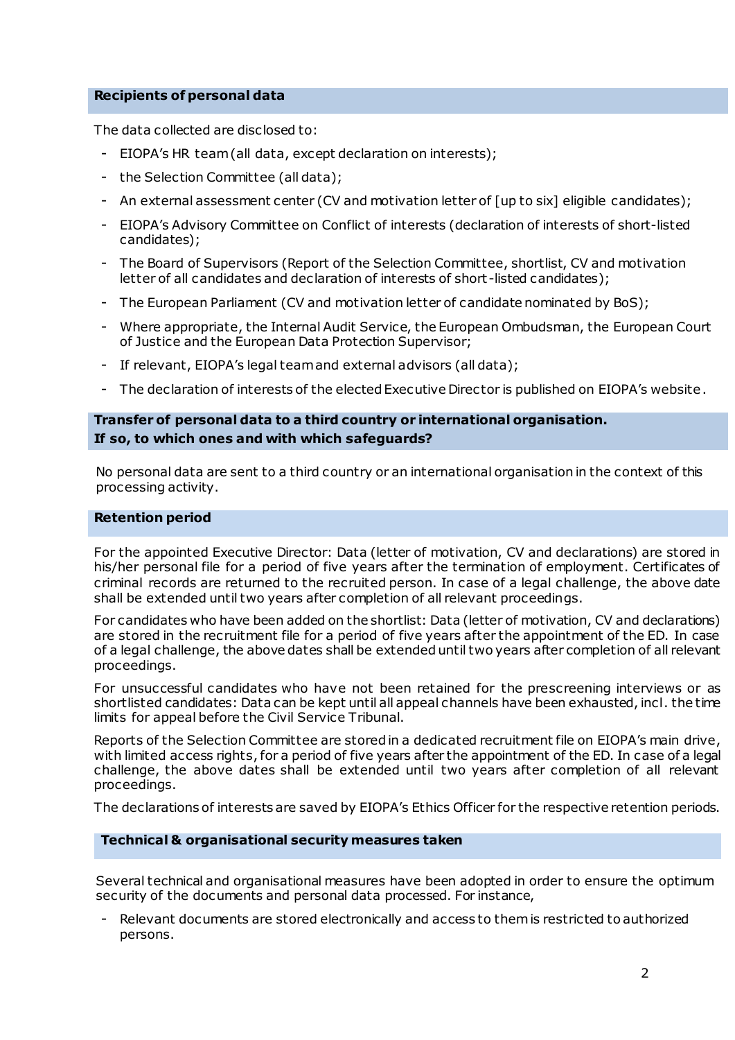## Recipients of personal data

The data collected are disclosed to:

- EIOPA's HR team (all data, except declaration on interests);
- the Selection Committee (all data);
- An external assessment center (CV and motivation letter of [up to six] eligible candidates);
- EIOPA's Advisory Committee on Conflict of interests (declaration of interests of short-listed candidates);
- The Board of Supervisors (Report of the Selection Committee, shortlist, CV and motivation letter of all candidates and declaration of interests of short-listed candidates);
- The European Parliament (CV and motivation letter of candidate nominated by BoS);
- Where appropriate, the Internal Audit Service, the European Ombudsman, the European Court of Justice and the European Data Protection Supervisor;
- If relevant, EIOPA's legal team and external advisors (all data);
- The declaration of interests of the elected Executive Director is published on EIOPA's website.

## Transfer of personal data to a third country or international organisation. If so, to which ones and with which safeguards?

No personal data are sent to a third country or an international organisation in the context of this processing activity.

## Retention period

For the appointed Executive Director: Data (letter of motivation, CV and declarations) are stored in his/her personal file for a period of five years after the termination of employment. Certificates of criminal records are returned to the recruited person. In case of a legal challenge, the above date shall be extended until two years after completion of all relevant proceedings.

For candidates who have been added on the shortlist: Data (letter of motivation, CV and declarations) are stored in the recruitment file for a period of five years after the appointment of the ED. In case of a legal challenge, the above dates shall be extended until two years after completion of all relevant proceedings.

For unsuccessful candidates who have not been retained for the prescreening interviews or as shortlisted candidates: Data can be kept until all appeal channels have been exhausted, incl. the time limits for appeal before the Civil Service Tribunal.

Reports of the Selection Committee are stored in a dedicated recruitment file on EIOPA's main drive, with limited access rights, for a period of five years after the appointment of the ED. In case of a legal challenge, the above dates shall be extended until two years after completion of all relevant proceedings.

The declarations of interests are saved by EIOPA's Ethics Officer for the respective retention periods.

## Technical & organisational security measures taken

Several technical and organisational measures have been adopted in order to ensure the optimum security of the documents and personal data processed. For instance,

- Relevant documents are stored electronically and access to them is restricted to authorized persons.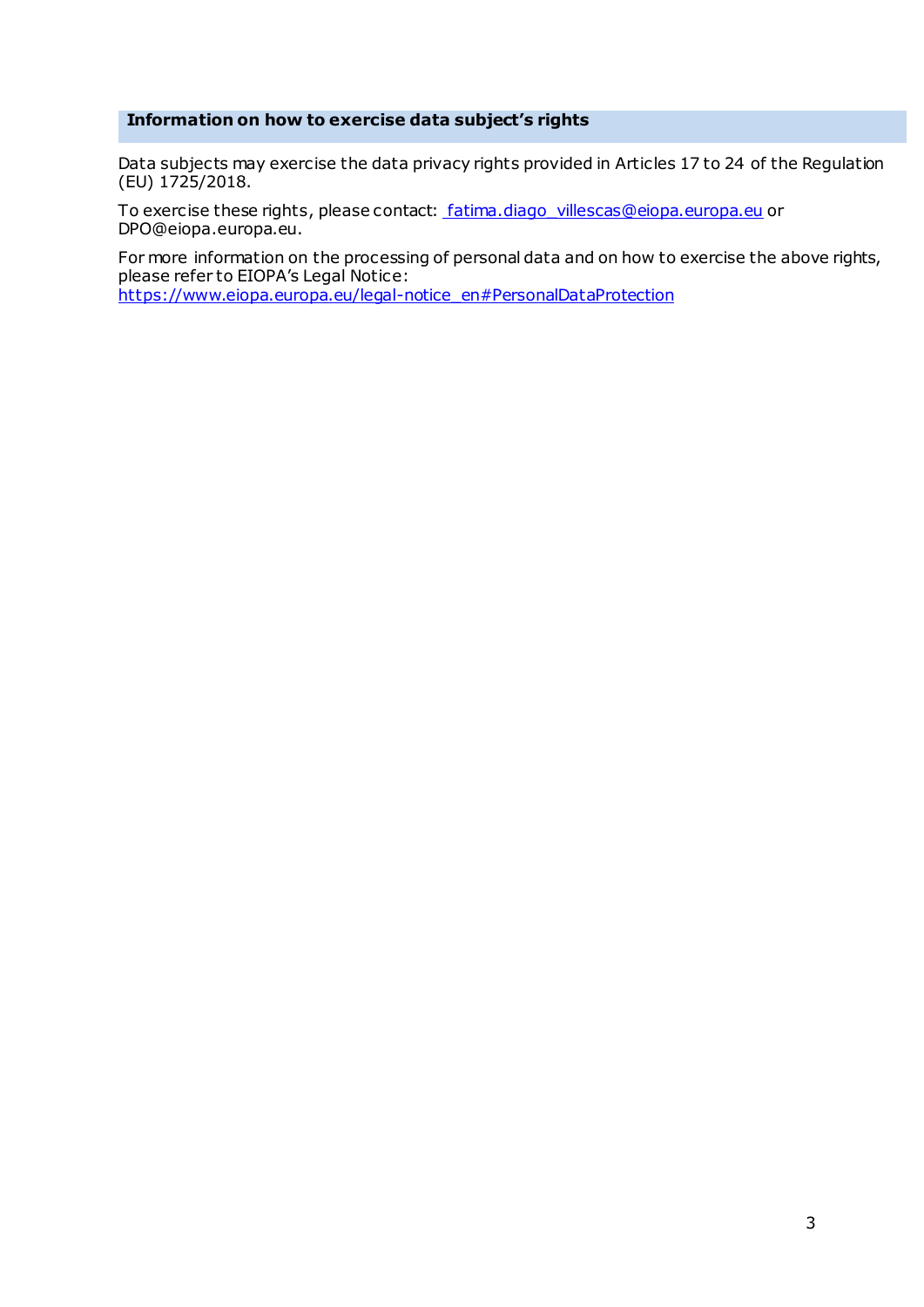## Information on how to exercise data subject's rights

Data subjects may exercise the data privacy rights provided in Articles 17 to 24 of the Regulation (EU) 1725/2018.

To exercise these rights, please contact: fatima.diago_villescas@eiopa.europa.eu or DPO@eiopa.europa.eu.

For more information on the processing of personal data and on how to exercise the above rights, please refer to EIOPA's Legal Notice:
https://www.eiopa.europa.eu/legal-notice_en#PersonalDataProtection